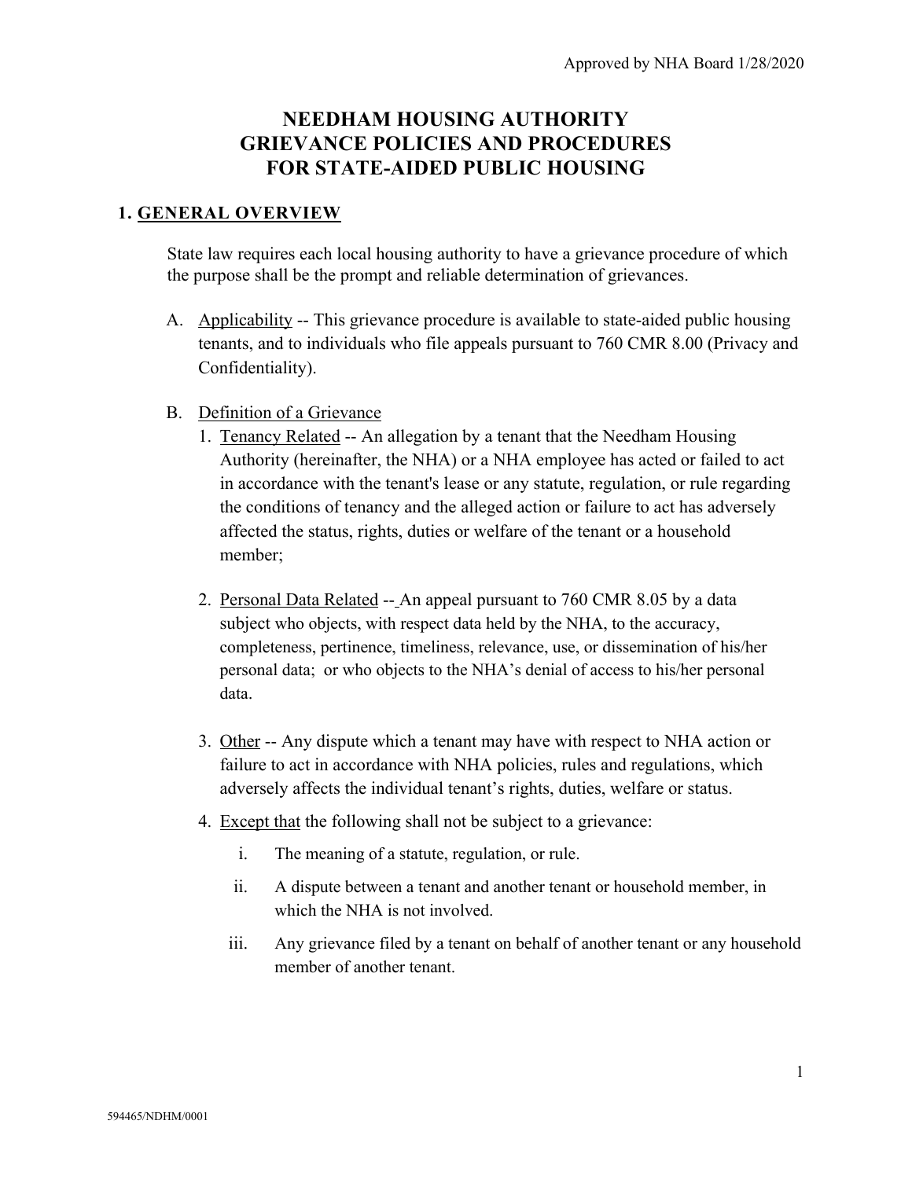Approved by NHA Board 1/28/2020

# NEEDHAM HOUSING AUTHORITY
# GRIEVANCE POLICIES AND PROCEDURES
# FOR STATE-AIDED PUBLIC HOUSING

## 1. GENERAL OVERVIEW

State law requires each local housing authority to have a grievance procedure of which the purpose shall be the prompt and reliable determination of grievances.

A. Applicability -- This grievance procedure is available to state-aided public housing tenants, and to individuals who file appeals pursuant to 760 CMR 8.00 (Privacy and Confidentiality).

B. Definition of a Grievance

1. Tenancy Related -- An allegation by a tenant that the Needham Housing Authority (hereinafter, the NHA) or a NHA employee has acted or failed to act in accordance with the tenant's lease or any statute, regulation, or rule regarding the conditions of tenancy and the alleged action or failure to act has adversely affected the status, rights, duties or welfare of the tenant or a household member;

2. Personal Data Related -- An appeal pursuant to 760 CMR 8.05 by a data subject who objects, with respect data held by the NHA, to the accuracy, completeness, pertinence, timeliness, relevance, use, or dissemination of his/her personal data; or who objects to the NHA's denial of access to his/her personal data.

3. Other -- Any dispute which a tenant may have with respect to NHA action or failure to act in accordance with NHA policies, rules and regulations, which adversely affects the individual tenant's rights, duties, welfare or status.

4. Except that the following shall not be subject to a grievance:

   i. The meaning of a statute, regulation, or rule.

   ii. A dispute between a tenant and another tenant or household member, in which the NHA is not involved.

   iii. Any grievance filed by a tenant on behalf of another tenant or any household member of another tenant.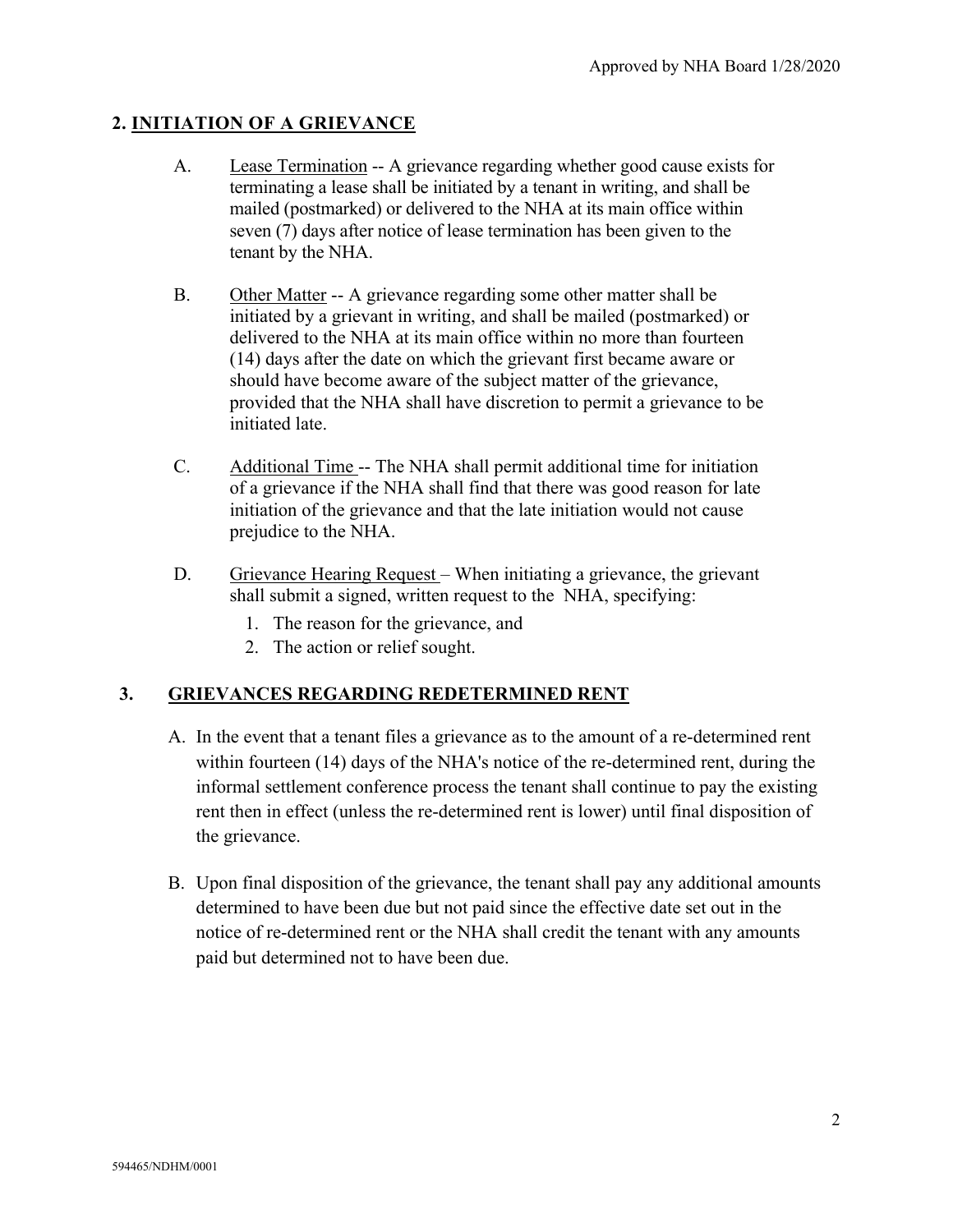## 2. INITIATION OF A GRIEVANCE

A. Lease Termination -- A grievance regarding whether good cause exists for terminating a lease shall be initiated by a tenant in writing, and shall be mailed (postmarked) or delivered to the NHA at its main office within seven (7) days after notice of lease termination has been given to the tenant by the NHA.

B. Other Matter -- A grievance regarding some other matter shall be initiated by a grievant in writing, and shall be mailed (postmarked) or delivered to the NHA at its main office within no more than fourteen (14) days after the date on which the grievant first became aware or should have become aware of the subject matter of the grievance, provided that the NHA shall have discretion to permit a grievance to be initiated late.

C. Additional Time -- The NHA shall permit additional time for initiation of a grievance if the NHA shall find that there was good reason for late initiation of the grievance and that the late initiation would not cause prejudice to the NHA.

D. Grievance Hearing Request – When initiating a grievance, the grievant shall submit a signed, written request to the NHA, specifying:

1. The reason for the grievance, and
2. The action or relief sought.

## 3. GRIEVANCES REGARDING REDETERMINED RENT

A. In the event that a tenant files a grievance as to the amount of a re-determined rent within fourteen (14) days of the NHA's notice of the re-determined rent, during the informal settlement conference process the tenant shall continue to pay the existing rent then in effect (unless the re-determined rent is lower) until final disposition of the grievance.

B. Upon final disposition of the grievance, the tenant shall pay any additional amounts determined to have been due but not paid since the effective date set out in the notice of re-determined rent or the NHA shall credit the tenant with any amounts paid but determined not to have been due.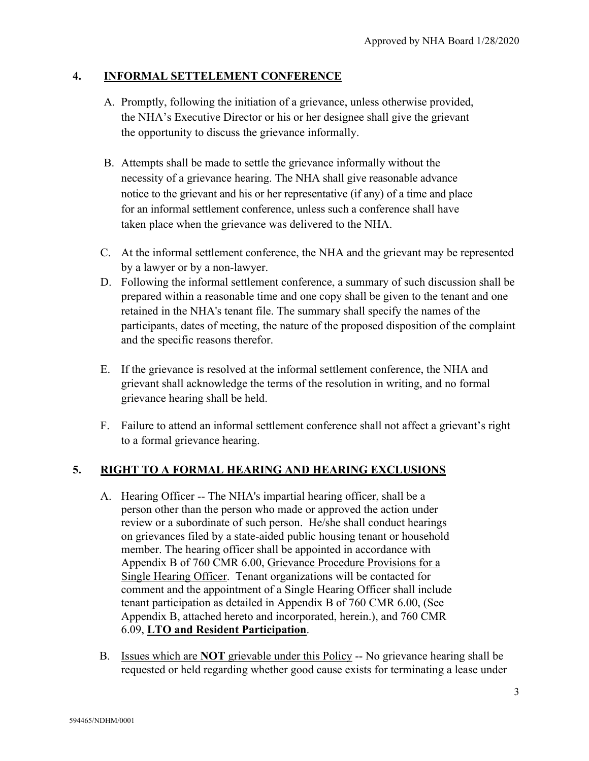## 4. INFORMAL SETTELEMENT CONFERENCE

A. Promptly, following the initiation of a grievance, unless otherwise provided, the NHA's Executive Director or his or her designee shall give the grievant the opportunity to discuss the grievance informally.

B. Attempts shall be made to settle the grievance informally without the necessity of a grievance hearing. The NHA shall give reasonable advance notice to the grievant and his or her representative (if any) of a time and place for an informal settlement conference, unless such a conference shall have taken place when the grievance was delivered to the NHA.

C. At the informal settlement conference, the NHA and the grievant may be represented by a lawyer or by a non-lawyer.

D. Following the informal settlement conference, a summary of such discussion shall be prepared within a reasonable time and one copy shall be given to the tenant and one retained in the NHA's tenant file. The summary shall specify the names of the participants, dates of meeting, the nature of the proposed disposition of the complaint and the specific reasons therefor.

E. If the grievance is resolved at the informal settlement conference, the NHA and grievant shall acknowledge the terms of the resolution in writing, and no formal grievance hearing shall be held.

F. Failure to attend an informal settlement conference shall not affect a grievant's right to a formal grievance hearing.

## 5. RIGHT TO A FORMAL HEARING AND HEARING EXCLUSIONS

A. Hearing Officer -- The NHA's impartial hearing officer, shall be a person other than the person who made or approved the action under review or a subordinate of such person. He/she shall conduct hearings on grievances filed by a state-aided public housing tenant or household member. The hearing officer shall be appointed in accordance with Appendix B of 760 CMR 6.00, Grievance Procedure Provisions for a Single Hearing Officer. Tenant organizations will be contacted for comment and the appointment of a Single Hearing Officer shall include tenant participation as detailed in Appendix B of 760 CMR 6.00, (See Appendix B, attached hereto and incorporated, herein.), and 760 CMR 6.09, **LTO and Resident Participation**.

B. Issues which are **NOT** grievable under this Policy -- No grievance hearing shall be requested or held regarding whether good cause exists for terminating a lease under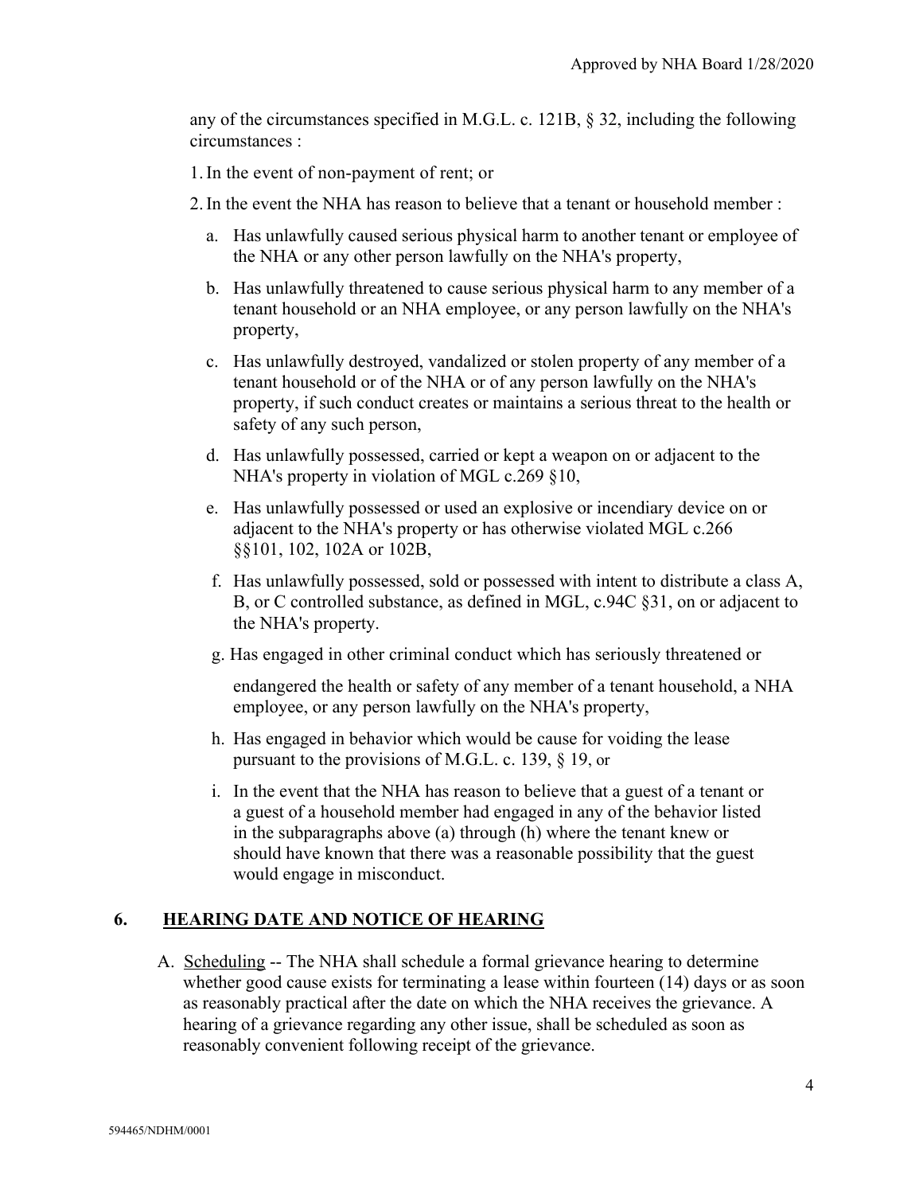any of the circumstances specified in M.G.L. c. 121B, § 32, including the following circumstances :

1. In the event of non-payment of rent; or

2. In the event the NHA has reason to believe that a tenant or household member :

   a. Has unlawfully caused serious physical harm to another tenant or employee of the NHA or any other person lawfully on the NHA's property,

   b. Has unlawfully threatened to cause serious physical harm to any member of a tenant household or an NHA employee, or any person lawfully on the NHA's property,

   c. Has unlawfully destroyed, vandalized or stolen property of any member of a tenant household or of the NHA or of any person lawfully on the NHA's property, if such conduct creates or maintains a serious threat to the health or safety of any such person,

   d. Has unlawfully possessed, carried or kept a weapon on or adjacent to the NHA's property in violation of MGL c.269 §10,

   e. Has unlawfully possessed or used an explosive or incendiary device on or adjacent to the NHA's property or has otherwise violated MGL c.266 §§101, 102, 102A or 102B,

   f. Has unlawfully possessed, sold or possessed with intent to distribute a class A, B, or C controlled substance, as defined in MGL, c.94C §31, on or adjacent to the NHA's property.

   g. Has engaged in other criminal conduct which has seriously threatened or endangered the health or safety of any member of a tenant household, a NHA employee, or any person lawfully on the NHA's property,

   h. Has engaged in behavior which would be cause for voiding the lease pursuant to the provisions of M.G.L. c. 139, § 19, or

   i. In the event that the NHA has reason to believe that a guest of a tenant or a guest of a household member had engaged in any of the behavior listed in the subparagraphs above (a) through (h) where the tenant knew or should have known that there was a reasonable possibility that the guest would engage in misconduct.

## 6. HEARING DATE AND NOTICE OF HEARING

A. Scheduling -- The NHA shall schedule a formal grievance hearing to determine whether good cause exists for terminating a lease within fourteen (14) days or as soon as reasonably practical after the date on which the NHA receives the grievance. A hearing of a grievance regarding any other issue, shall be scheduled as soon as reasonably convenient following receipt of the grievance.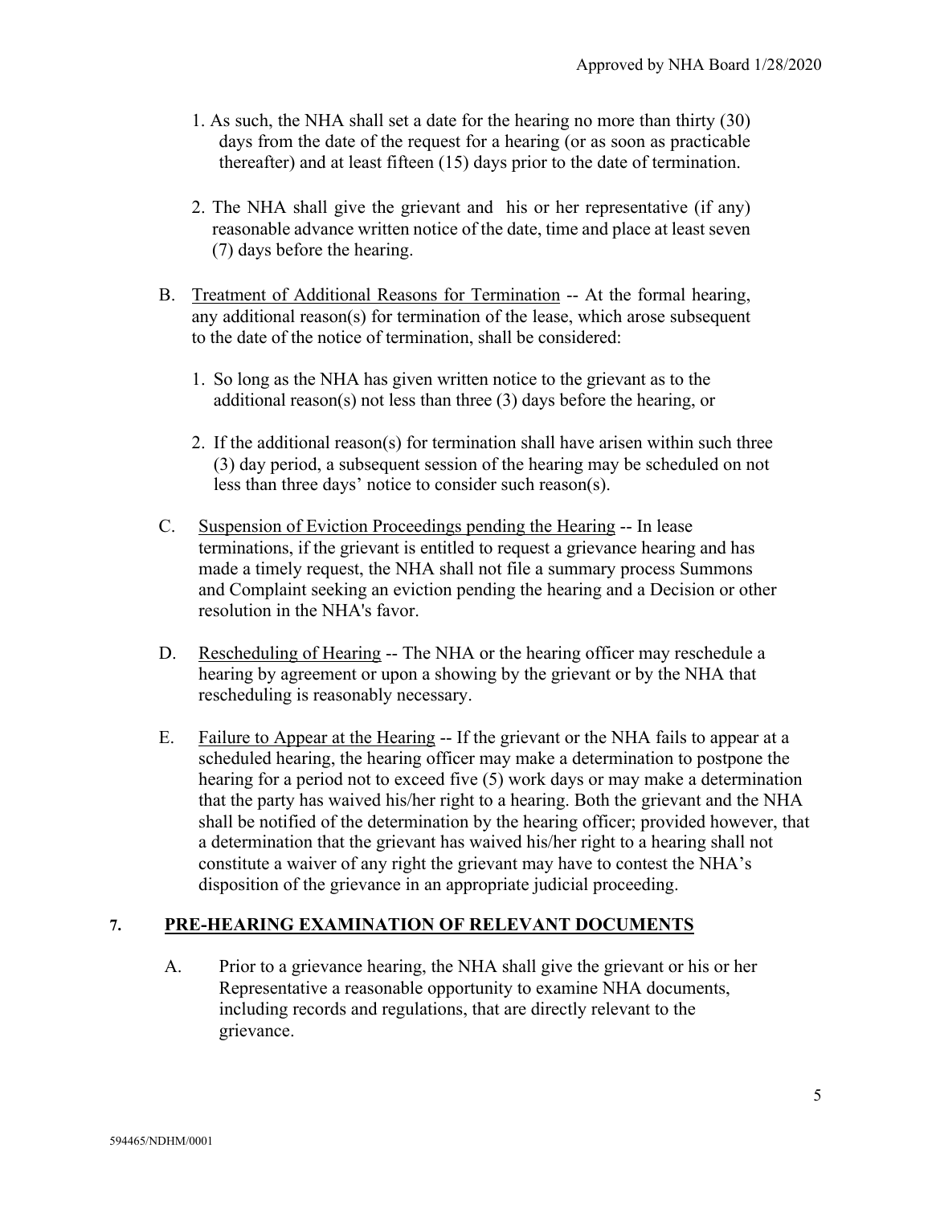1. As such, the NHA shall set a date for the hearing no more than thirty (30) days from the date of the request for a hearing (or as soon as practicable thereafter) and at least fifteen (15) days prior to the date of termination.

2. The NHA shall give the grievant and his or her representative (if any) reasonable advance written notice of the date, time and place at least seven (7) days before the hearing.

B. Treatment of Additional Reasons for Termination -- At the formal hearing, any additional reason(s) for termination of the lease, which arose subsequent to the date of the notice of termination, shall be considered:

   1. So long as the NHA has given written notice to the grievant as to the additional reason(s) not less than three (3) days before the hearing, or

   2. If the additional reason(s) for termination shall have arisen within such three (3) day period, a subsequent session of the hearing may be scheduled on not less than three days' notice to consider such reason(s).

C. Suspension of Eviction Proceedings pending the Hearing -- In lease terminations, if the grievant is entitled to request a grievance hearing and has made a timely request, the NHA shall not file a summary process Summons and Complaint seeking an eviction pending the hearing and a Decision or other resolution in the NHA's favor.

D. Rescheduling of Hearing -- The NHA or the hearing officer may reschedule a hearing by agreement or upon a showing by the grievant or by the NHA that rescheduling is reasonably necessary.

E. Failure to Appear at the Hearing -- If the grievant or the NHA fails to appear at a scheduled hearing, the hearing officer may make a determination to postpone the hearing for a period not to exceed five (5) work days or may make a determination that the party has waived his/her right to a hearing. Both the grievant and the NHA shall be notified of the determination by the hearing officer; provided however, that a determination that the grievant has waived his/her right to a hearing shall not constitute a waiver of any right the grievant may have to contest the NHA's disposition of the grievance in an appropriate judicial proceeding.

## 7. PRE-HEARING EXAMINATION OF RELEVANT DOCUMENTS

A. Prior to a grievance hearing, the NHA shall give the grievant or his or her Representative a reasonable opportunity to examine NHA documents, including records and regulations, that are directly relevant to the grievance.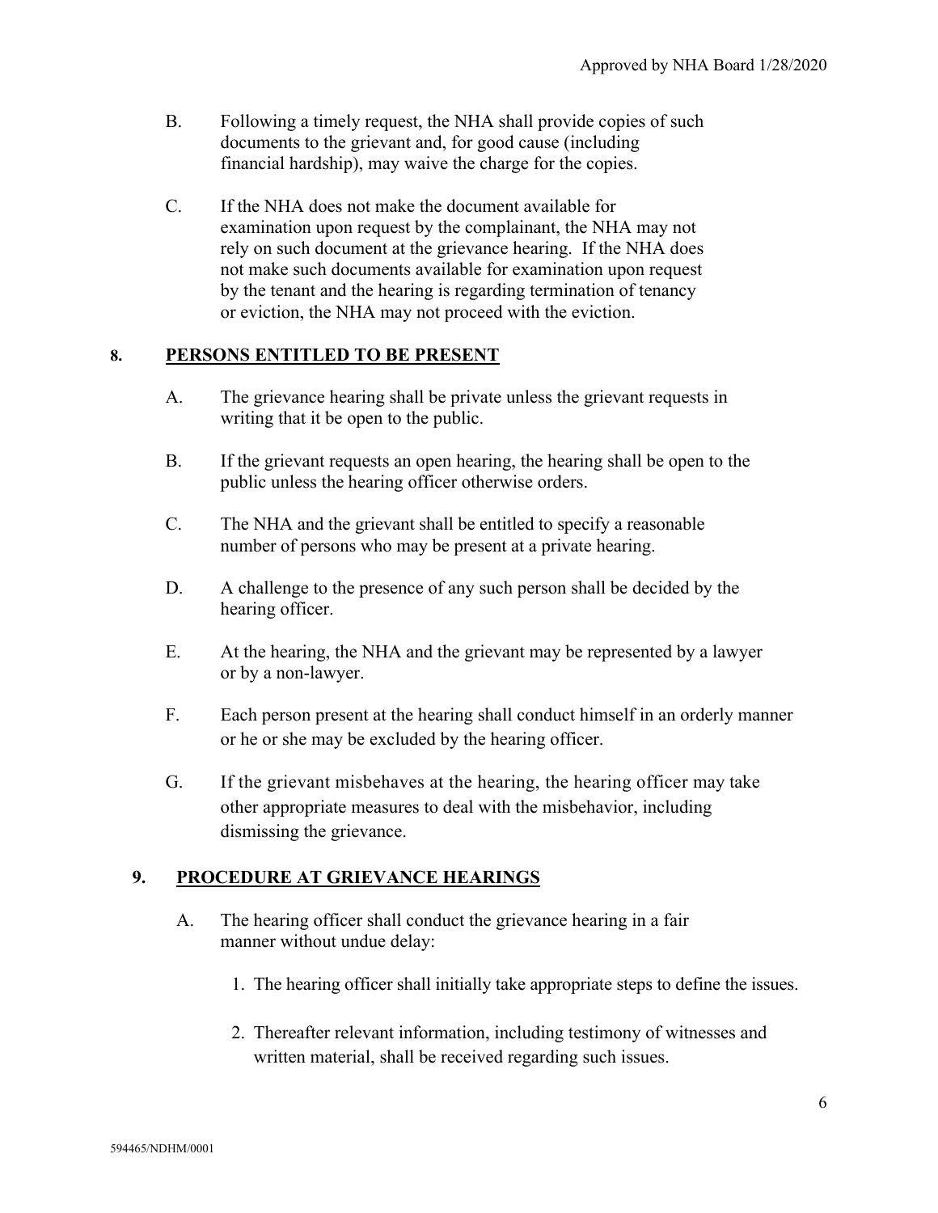B. Following a timely request, the NHA shall provide copies of such documents to the grievant and, for good cause (including financial hardship), may waive the charge for the copies.

C. If the NHA does not make the document available for examination upon request by the complainant, the NHA may not rely on such document at the grievance hearing. If the NHA does not make such documents available for examination upon request by the tenant and the hearing is regarding termination of tenancy or eviction, the NHA may not proceed with the eviction.

## 8. PERSONS ENTITLED TO BE PRESENT

A. The grievance hearing shall be private unless the grievant requests in writing that it be open to the public.

B. If the grievant requests an open hearing, the hearing shall be open to the public unless the hearing officer otherwise orders.

C. The NHA and the grievant shall be entitled to specify a reasonable number of persons who may be present at a private hearing.

D. A challenge to the presence of any such person shall be decided by the hearing officer.

E. At the hearing, the NHA and the grievant may be represented by a lawyer or by a non-lawyer.

F. Each person present at the hearing shall conduct himself in an orderly manner or he or she may be excluded by the hearing officer.

G. If the grievant misbehaves at the hearing, the hearing officer may take other appropriate measures to deal with the misbehavior, including dismissing the grievance.

## 9. PROCEDURE AT GRIEVANCE HEARINGS

A. The hearing officer shall conduct the grievance hearing in a fair manner without undue delay:

1. The hearing officer shall initially take appropriate steps to define the issues.

2. Thereafter relevant information, including testimony of witnesses and written material, shall be received regarding such issues.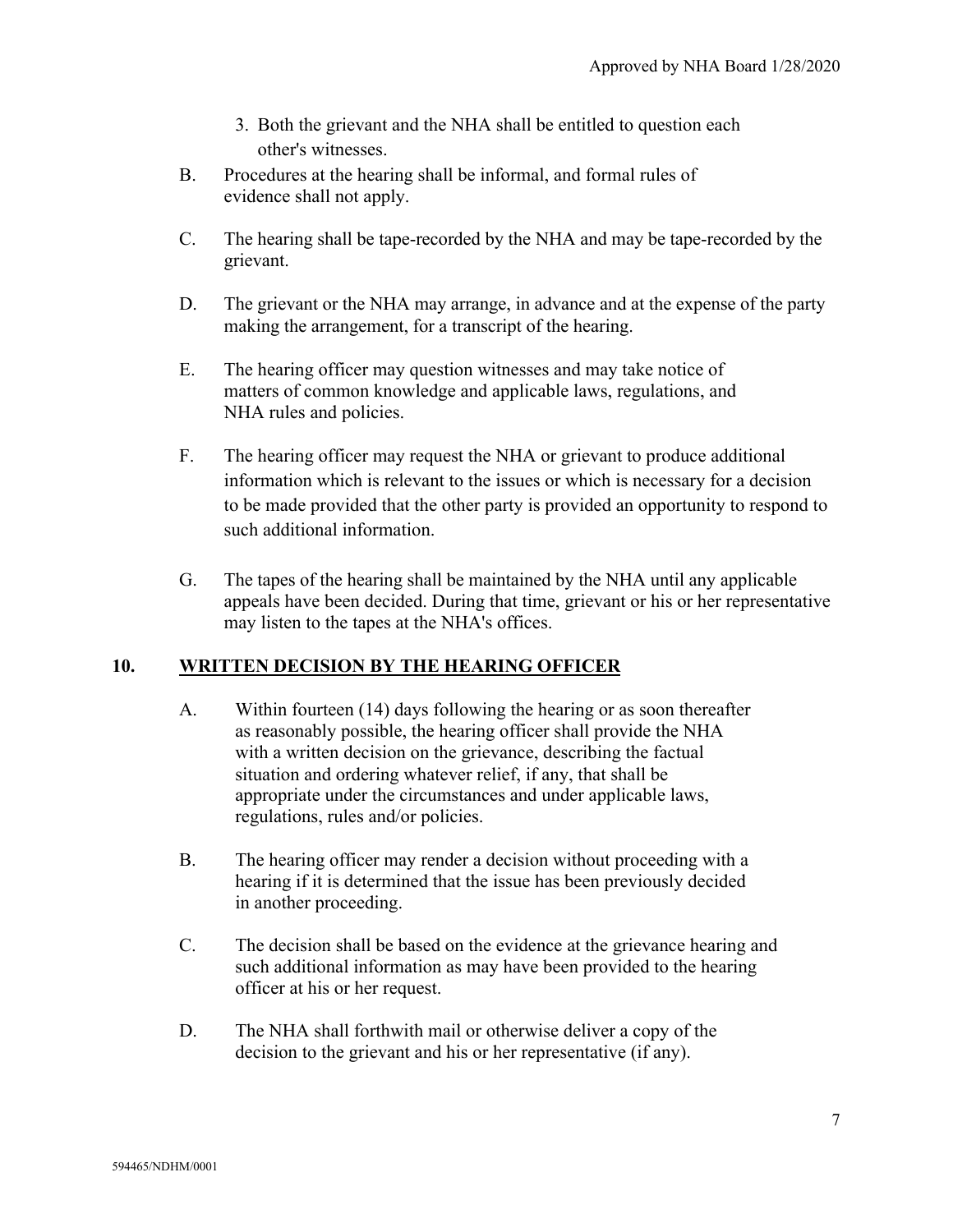3. Both the grievant and the NHA shall be entitled to question each other's witnesses.

B. Procedures at the hearing shall be informal, and formal rules of evidence shall not apply.

C. The hearing shall be tape-recorded by the NHA and may be tape-recorded by the grievant.

D. The grievant or the NHA may arrange, in advance and at the expense of the party making the arrangement, for a transcript of the hearing.

E. The hearing officer may question witnesses and may take notice of matters of common knowledge and applicable laws, regulations, and NHA rules and policies.

F. The hearing officer may request the NHA or grievant to produce additional information which is relevant to the issues or which is necessary for a decision to be made provided that the other party is provided an opportunity to respond to such additional information.

G. The tapes of the hearing shall be maintained by the NHA until any applicable appeals have been decided. During that time, grievant or his or her representative may listen to the tapes at the NHA's offices.

## 10. <u>WRITTEN DECISION BY THE HEARING OFFICER</u>

A. Within fourteen (14) days following the hearing or as soon thereafter as reasonably possible, the hearing officer shall provide the NHA with a written decision on the grievance, describing the factual situation and ordering whatever relief, if any, that shall be appropriate under the circumstances and under applicable laws, regulations, rules and/or policies.

B. The hearing officer may render a decision without proceeding with a hearing if it is determined that the issue has been previously decided in another proceeding.

C. The decision shall be based on the evidence at the grievance hearing and such additional information as may have been provided to the hearing officer at his or her request.

D. The NHA shall forthwith mail or otherwise deliver a copy of the decision to the grievant and his or her representative (if any).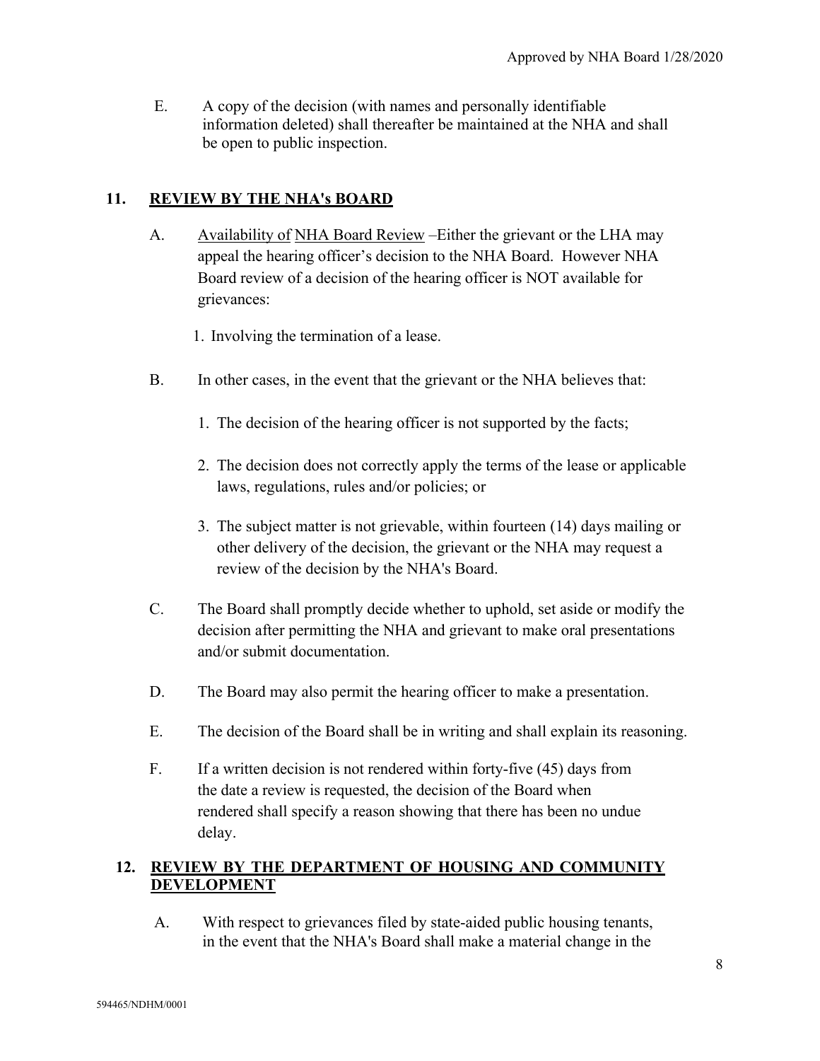E. A copy of the decision (with names and personally identifiable information deleted) shall thereafter be maintained at the NHA and shall be open to public inspection.

## 11. **REVIEW BY THE NHA's BOARD**

A. Availability of NHA Board Review –Either the grievant or the LHA may appeal the hearing officer's decision to the NHA Board. However NHA Board review of a decision of the hearing officer is NOT available for grievances:

   1. Involving the termination of a lease.

B. In other cases, in the event that the grievant or the NHA believes that:

   1. The decision of the hearing officer is not supported by the facts;

   2. The decision does not correctly apply the terms of the lease or applicable laws, regulations, rules and/or policies; or

   3. The subject matter is not grievable, within fourteen (14) days mailing or other delivery of the decision, the grievant or the NHA may request a review of the decision by the NHA's Board.

C. The Board shall promptly decide whether to uphold, set aside or modify the decision after permitting the NHA and grievant to make oral presentations and/or submit documentation.

D. The Board may also permit the hearing officer to make a presentation.

E. The decision of the Board shall be in writing and shall explain its reasoning.

F. If a written decision is not rendered within forty-five (45) days from the date a review is requested, the decision of the Board when rendered shall specify a reason showing that there has been no undue delay.

## 12. **REVIEW BY THE DEPARTMENT OF HOUSING AND COMMUNITY DEVELOPMENT**

A. With respect to grievances filed by state-aided public housing tenants, in the event that the NHA's Board shall make a material change in the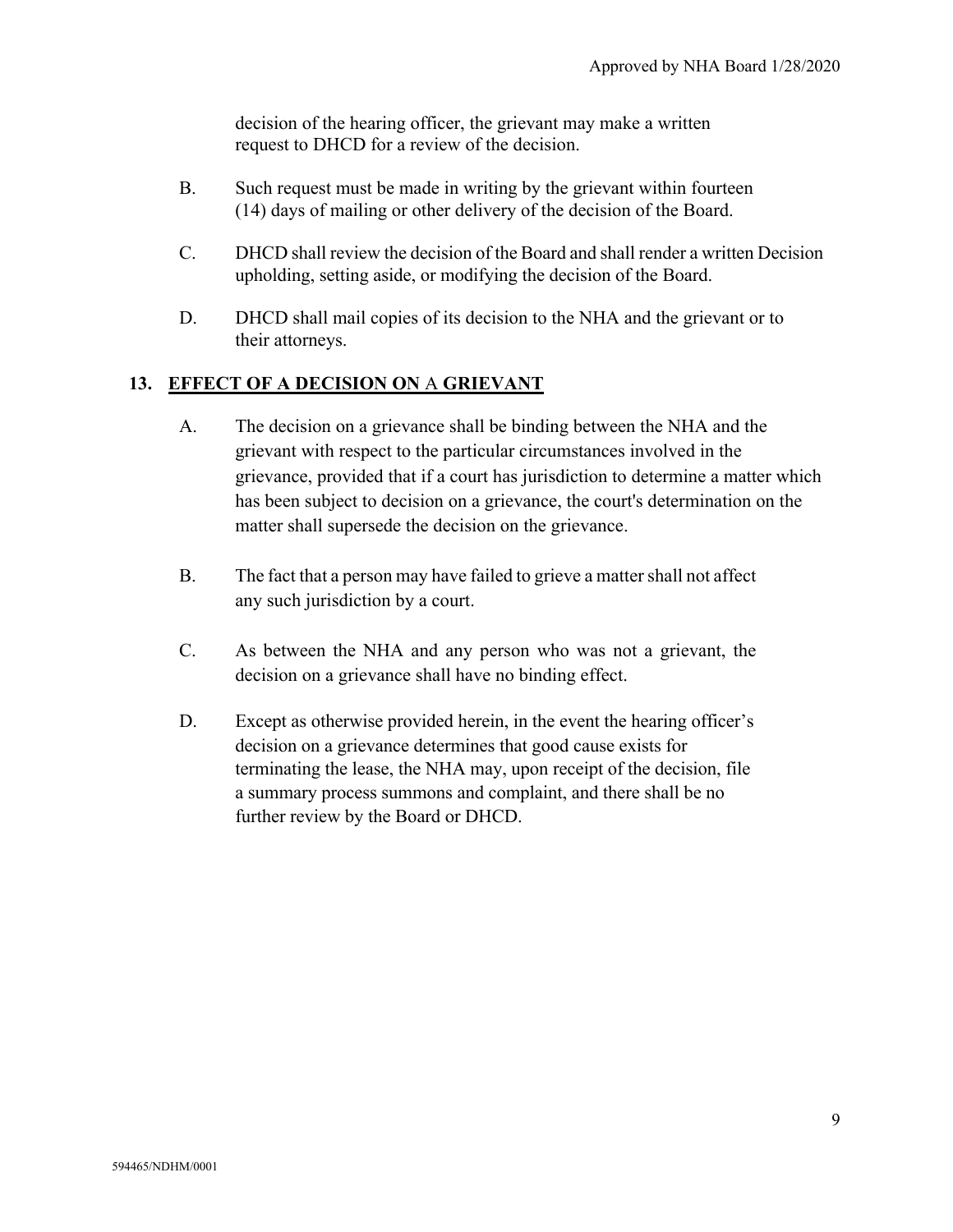decision of the hearing officer, the grievant may make a written request to DHCD for a review of the decision.

B. Such request must be made in writing by the grievant within fourteen (14) days of mailing or other delivery of the decision of the Board.

C. DHCD shall review the decision of the Board and shall render a written Decision upholding, setting aside, or modifying the decision of the Board.

D. DHCD shall mail copies of its decision to the NHA and the grievant or to their attorneys.

## 13. EFFECT OF A DECISION ON A GRIEVANT

A. The decision on a grievance shall be binding between the NHA and the grievant with respect to the particular circumstances involved in the grievance, provided that if a court has jurisdiction to determine a matter which has been subject to decision on a grievance, the court's determination on the matter shall supersede the decision on the grievance.

B. The fact that a person may have failed to grieve a matter shall not affect any such jurisdiction by a court.

C. As between the NHA and any person who was not a grievant, the decision on a grievance shall have no binding effect.

D. Except as otherwise provided herein, in the event the hearing officer's decision on a grievance determines that good cause exists for terminating the lease, the NHA may, upon receipt of the decision, file a summary process summons and complaint, and there shall be no further review by the Board or DHCD.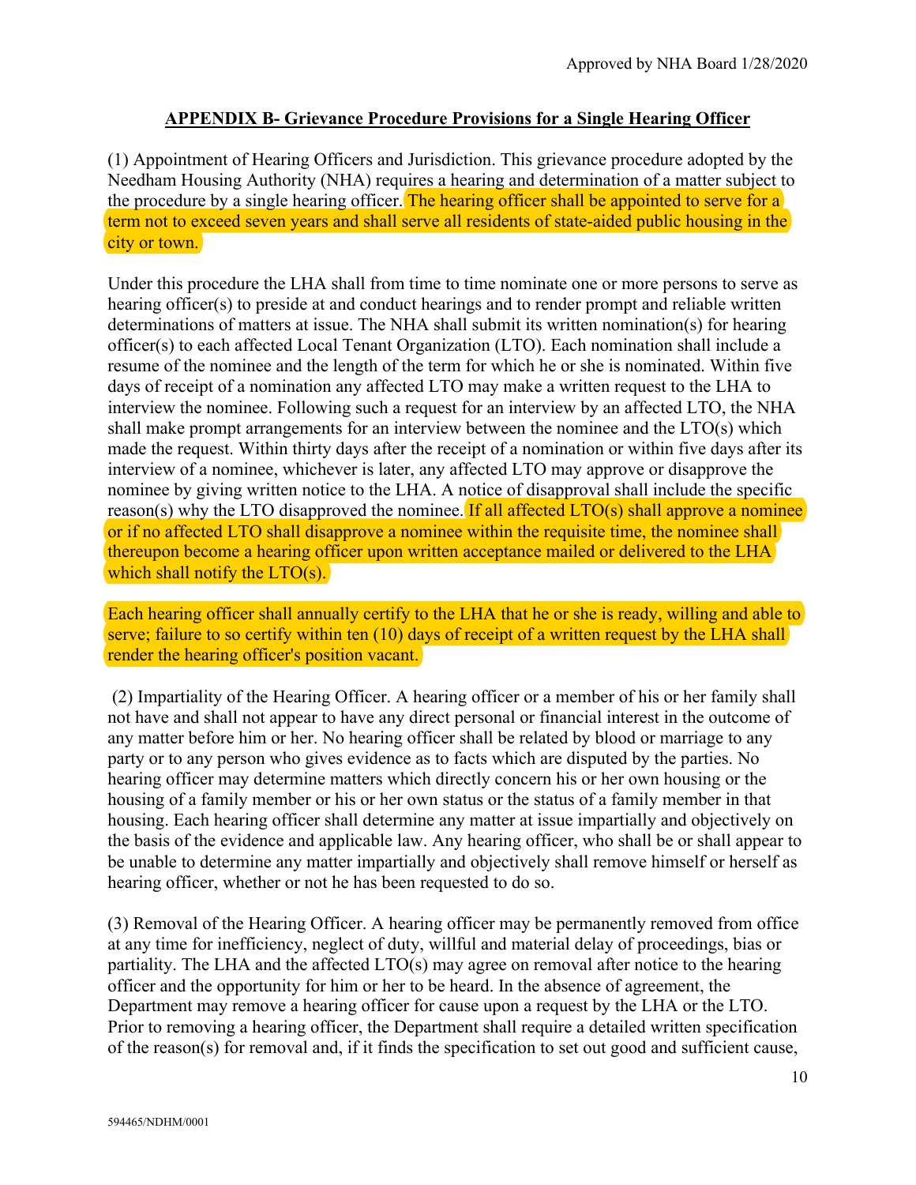**APPENDIX B- Grievance Procedure Provisions for a Single Hearing Officer**

(1) Appointment of Hearing Officers and Jurisdiction. This grievance procedure adopted by the Needham Housing Authority (NHA) requires a hearing and determination of a matter subject to the procedure by a single hearing officer. The hearing officer shall be appointed to serve for a term not to exceed seven years and shall serve all residents of state-aided public housing in the city or town.

Under this procedure the LHA shall from time to time nominate one or more persons to serve as hearing officer(s) to preside at and conduct hearings and to render prompt and reliable written determinations of matters at issue. The NHA shall submit its written nomination(s) for hearing officer(s) to each affected Local Tenant Organization (LTO). Each nomination shall include a resume of the nominee and the length of the term for which he or she is nominated. Within five days of receipt of a nomination any affected LTO may make a written request to the LHA to interview the nominee. Following such a request for an interview by an affected LTO, the NHA shall make prompt arrangements for an interview between the nominee and the LTO(s) which made the request. Within thirty days after the receipt of a nomination or within five days after its interview of a nominee, whichever is later, any affected LTO may approve or disapprove the nominee by giving written notice to the LHA. A notice of disapproval shall include the specific reason(s) why the LTO disapproved the nominee. If all affected LTO(s) shall approve a nominee or if no affected LTO shall disapprove a nominee within the requisite time, the nominee shall thereupon become a hearing officer upon written acceptance mailed or delivered to the LHA which shall notify the LTO(s).

Each hearing officer shall annually certify to the LHA that he or she is ready, willing and able to serve; failure to so certify within ten (10) days of receipt of a written request by the LHA shall render the hearing officer's position vacant.

(2) Impartiality of the Hearing Officer. A hearing officer or a member of his or her family shall not have and shall not appear to have any direct personal or financial interest in the outcome of any matter before him or her. No hearing officer shall be related by blood or marriage to any party or to any person who gives evidence as to facts which are disputed by the parties. No hearing officer may determine matters which directly concern his or her own housing or the housing of a family member or his or her own status or the status of a family member in that housing. Each hearing officer shall determine any matter at issue impartially and objectively on the basis of the evidence and applicable law. Any hearing officer, who shall be or shall appear to be unable to determine any matter impartially and objectively shall remove himself or herself as hearing officer, whether or not he has been requested to do so.

(3) Removal of the Hearing Officer. A hearing officer may be permanently removed from office at any time for inefficiency, neglect of duty, willful and material delay of proceedings, bias or partiality. The LHA and the affected LTO(s) may agree on removal after notice to the hearing officer and the opportunity for him or her to be heard. In the absence of agreement, the Department may remove a hearing officer for cause upon a request by the LHA or the LTO. Prior to removing a hearing officer, the Department shall require a detailed written specification of the reason(s) for removal and, if it finds the specification to set out good and sufficient cause,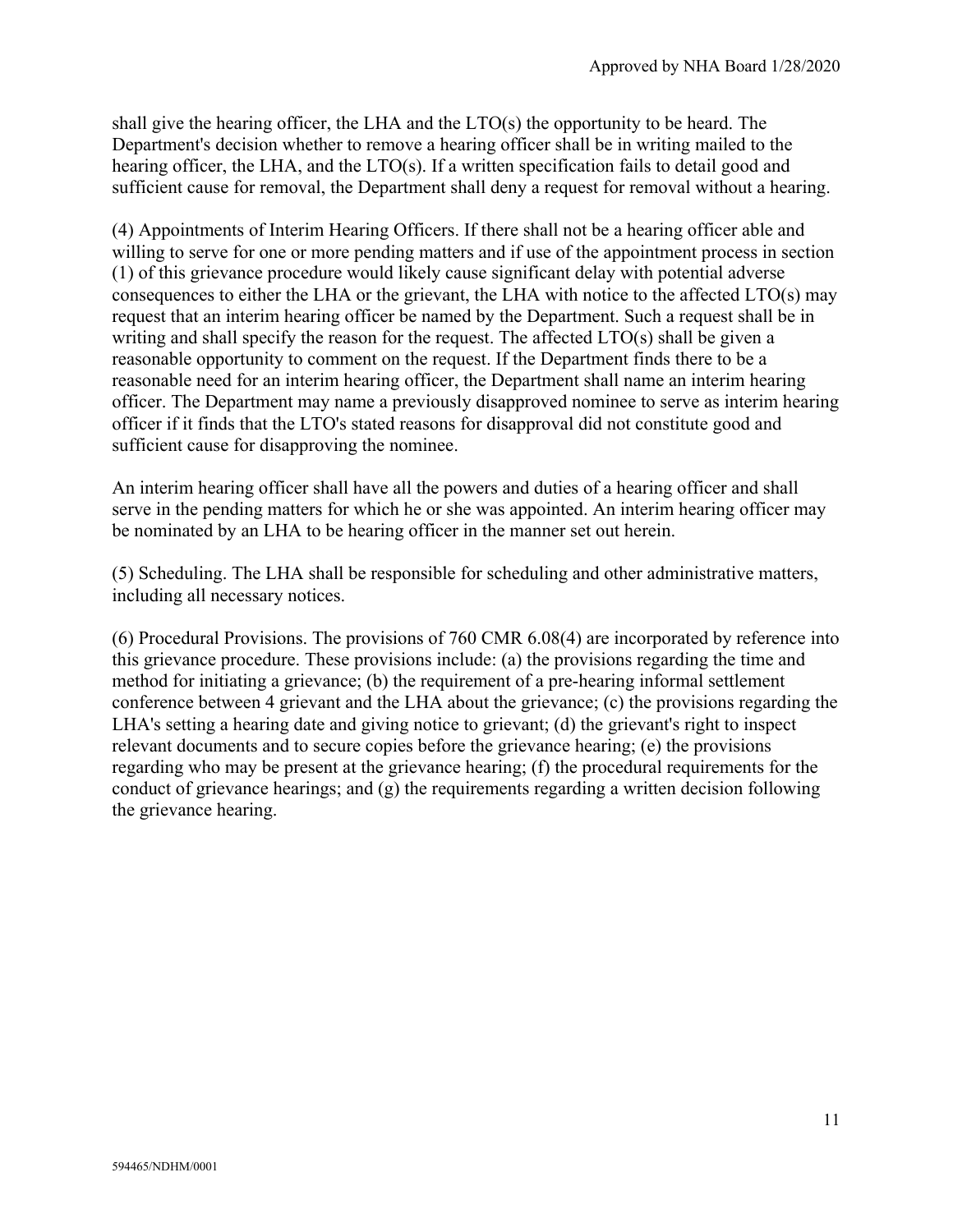shall give the hearing officer, the LHA and the LTO(s) the opportunity to be heard. The Department's decision whether to remove a hearing officer shall be in writing mailed to the hearing officer, the LHA, and the LTO(s). If a written specification fails to detail good and sufficient cause for removal, the Department shall deny a request for removal without a hearing.

(4) Appointments of Interim Hearing Officers. If there shall not be a hearing officer able and willing to serve for one or more pending matters and if use of the appointment process in section (1) of this grievance procedure would likely cause significant delay with potential adverse consequences to either the LHA or the grievant, the LHA with notice to the affected LTO(s) may request that an interim hearing officer be named by the Department. Such a request shall be in writing and shall specify the reason for the request. The affected LTO(s) shall be given a reasonable opportunity to comment on the request. If the Department finds there to be a reasonable need for an interim hearing officer, the Department shall name an interim hearing officer. The Department may name a previously disapproved nominee to serve as interim hearing officer if it finds that the LTO's stated reasons for disapproval did not constitute good and sufficient cause for disapproving the nominee.

An interim hearing officer shall have all the powers and duties of a hearing officer and shall serve in the pending matters for which he or she was appointed. An interim hearing officer may be nominated by an LHA to be hearing officer in the manner set out herein.

(5) Scheduling. The LHA shall be responsible for scheduling and other administrative matters, including all necessary notices.

(6) Procedural Provisions. The provisions of 760 CMR 6.08(4) are incorporated by reference into this grievance procedure. These provisions include: (a) the provisions regarding the time and method for initiating a grievance; (b) the requirement of a pre-hearing informal settlement conference between 4 grievant and the LHA about the grievance; (c) the provisions regarding the LHA's setting a hearing date and giving notice to grievant; (d) the grievant's right to inspect relevant documents and to secure copies before the grievance hearing; (e) the provisions regarding who may be present at the grievance hearing; (f) the procedural requirements for the conduct of grievance hearings; and (g) the requirements regarding a written decision following the grievance hearing.